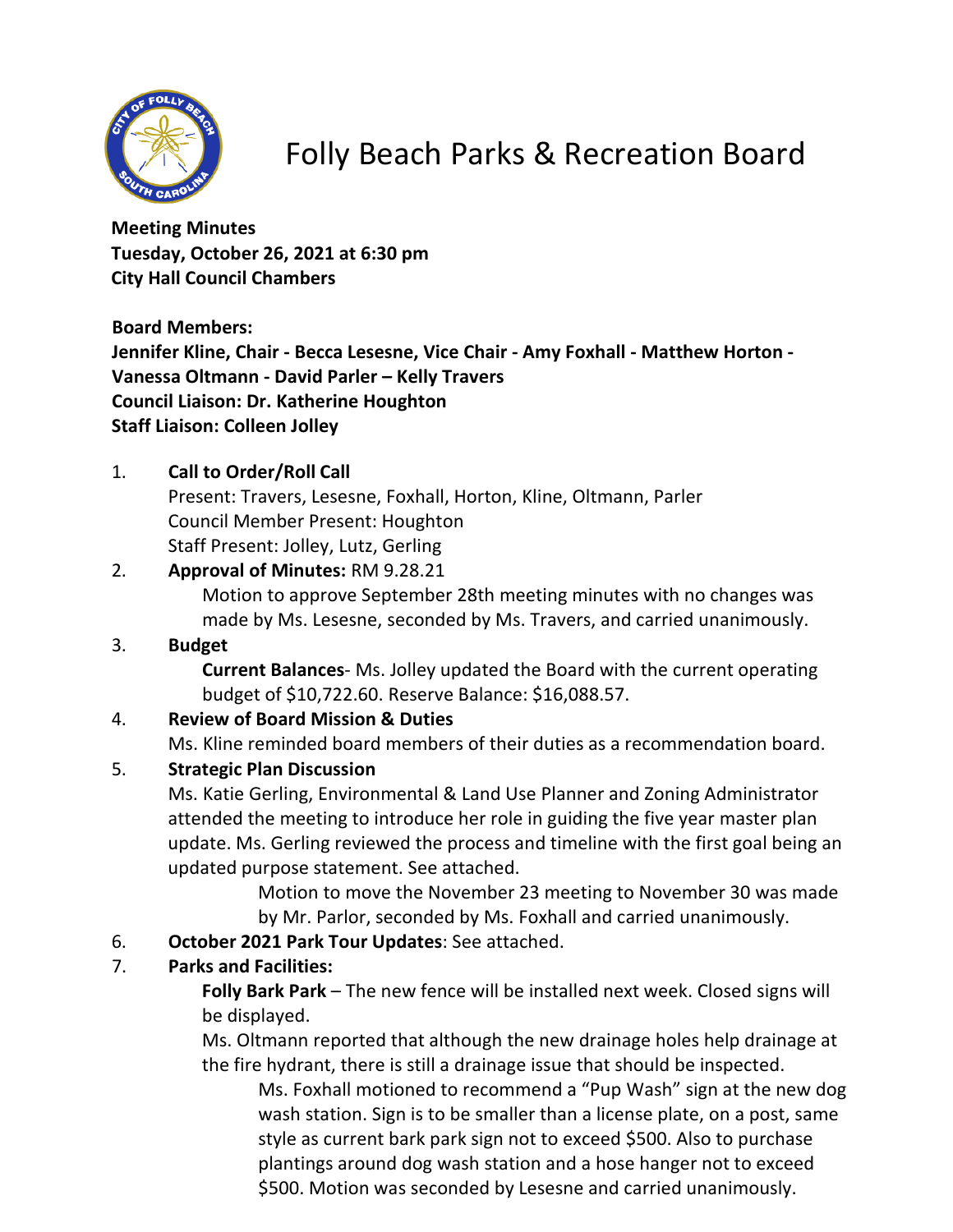# Folly Beach Parks & Recreation Board

**Meeting Minutes**
**Tuesday, October 26, 2021 at 6:30 pm**
**City Hall Council Chambers**

**Board Members:**
**Jennifer Kline, Chair - Becca Lesesne, Vice Chair - Amy Foxhall - Matthew Horton - Vanessa Oltmann - David Parler – Kelly Travers**
**Council Liaison: Dr. Katherine Houghton**
**Staff Liaison: Colleen Jolley**

1. **Call to Order/Roll Call**
   Present: Travers, Lesesne, Foxhall, Horton, Kline, Oltmann, Parler
   Council Member Present: Houghton
   Staff Present: Jolley, Lutz, Gerling
2. **Approval of Minutes:** RM 9.28.21
   Motion to approve September 28th meeting minutes with no changes was made by Ms. Lesesne, seconded by Ms. Travers, and carried unanimously.
3. **Budget**
   **Current Balances**- Ms. Jolley updated the Board with the current operating budget of $10,722.60. Reserve Balance: $16,088.57.
4. **Review of Board Mission & Duties**
   Ms. Kline reminded board members of their duties as a recommendation board.
5. **Strategic Plan Discussion**
   Ms. Katie Gerling, Environmental & Land Use Planner and Zoning Administrator attended the meeting to introduce her role in guiding the five year master plan update. Ms. Gerling reviewed the process and timeline with the first goal being an updated purpose statement. See attached.
   Motion to move the November 23 meeting to November 30 was made by Mr. Parlor, seconded by Ms. Foxhall and carried unanimously.
6. **October 2021 Park Tour Updates**: See attached.
7. **Parks and Facilities:**
   **Folly Bark Park** – The new fence will be installed next week. Closed signs will be displayed.
   Ms. Oltmann reported that although the new drainage holes help drainage at the fire hydrant, there is still a drainage issue that should be inspected.
   Ms. Foxhall motioned to recommend a "Pup Wash" sign at the new dog wash station. Sign is to be smaller than a license plate, on a post, same style as current bark park sign not to exceed $500. Also to purchase plantings around dog wash station and a hose hanger not to exceed $500. Motion was seconded by Lesesne and carried unanimously.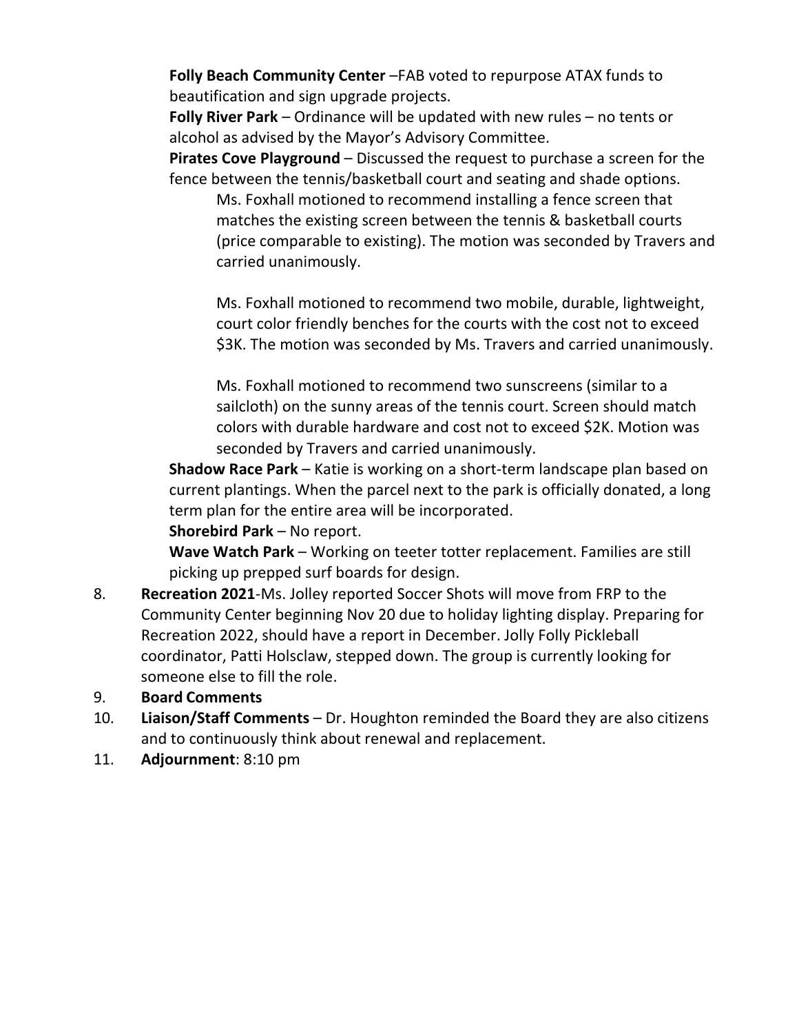**Folly Beach Community Center** –FAB voted to repurpose ATAX funds to beautification and sign upgrade projects.

**Folly River Park** – Ordinance will be updated with new rules – no tents or alcohol as advised by the Mayor's Advisory Committee.

**Pirates Cove Playground** – Discussed the request to purchase a screen for the fence between the tennis/basketball court and seating and shade options.

> Ms. Foxhall motioned to recommend installing a fence screen that matches the existing screen between the tennis & basketball courts (price comparable to existing). The motion was seconded by Travers and carried unanimously.
>
> Ms. Foxhall motioned to recommend two mobile, durable, lightweight, court color friendly benches for the courts with the cost not to exceed $3K. The motion was seconded by Ms. Travers and carried unanimously.
>
> Ms. Foxhall motioned to recommend two sunscreens (similar to a sailcloth) on the sunny areas of the tennis court. Screen should match colors with durable hardware and cost not to exceed $2K. Motion was seconded by Travers and carried unanimously.

**Shadow Race Park** – Katie is working on a short-term landscape plan based on current plantings. When the parcel next to the park is officially donated, a long term plan for the entire area will be incorporated.

**Shorebird Park** – No report.

**Wave Watch Park** – Working on teeter totter replacement. Families are still picking up prepped surf boards for design.

8. **Recreation 2021**-Ms. Jolley reported Soccer Shots will move from FRP to the Community Center beginning Nov 20 due to holiday lighting display. Preparing for Recreation 2022, should have a report in December. Jolly Folly Pickleball coordinator, Patti Holsclaw, stepped down. The group is currently looking for someone else to fill the role.
9. **Board Comments**
10. **Liaison/Staff Comments** – Dr. Houghton reminded the Board they are also citizens and to continuously think about renewal and replacement.
11. **Adjournment**: 8:10 pm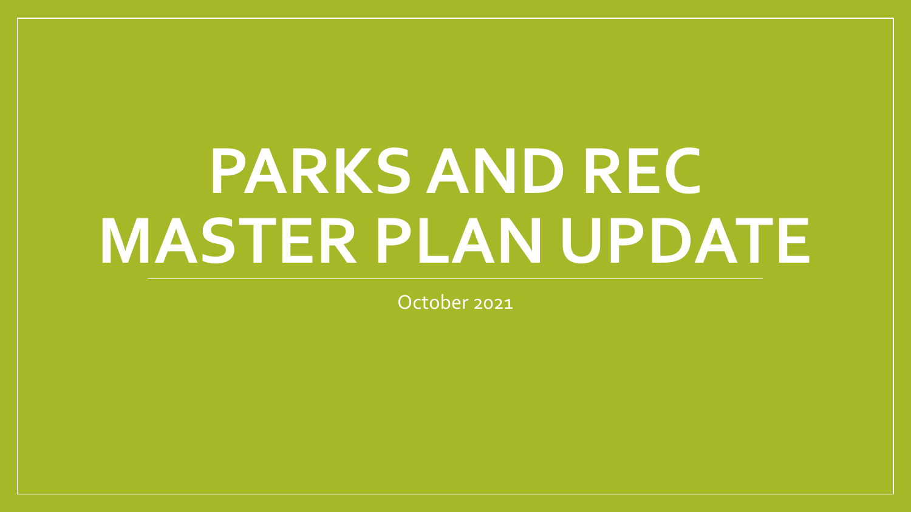# PARKS AND REC MASTER PLAN UPDATE

October 2021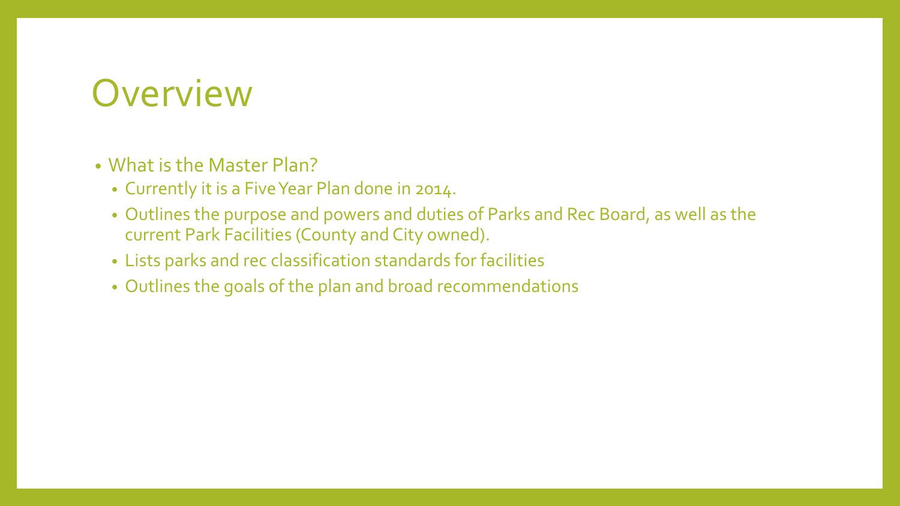# Overview

- What is the Master Plan?
  - Currently it is a Five Year Plan done in 2014.
  - Outlines the purpose and powers and duties of Parks and Rec Board, as well as the current Park Facilities (County and City owned).
  - Lists parks and rec classification standards for facilities
  - Outlines the goals of the plan and broad recommendations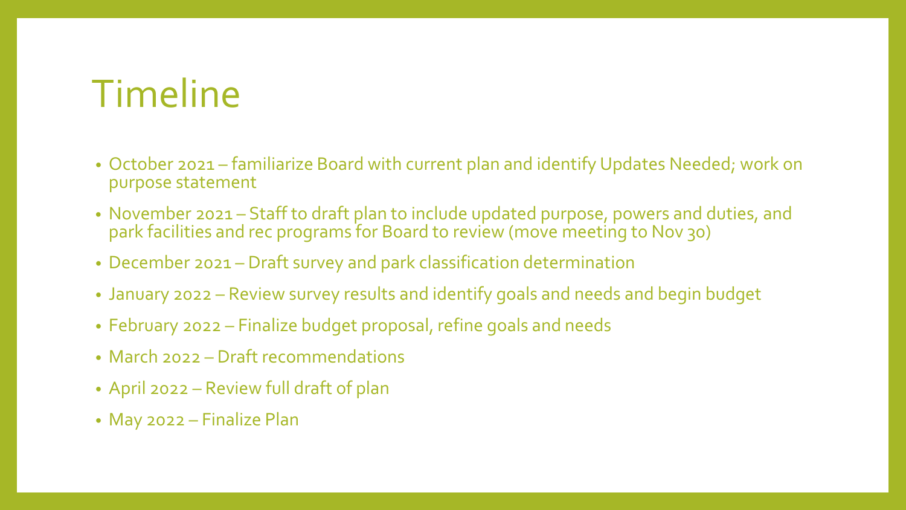# Timeline

- October 2021 – familiarize Board with current plan and identify Updates Needed; work on purpose statement
- November 2021 – Staff to draft plan to include updated purpose, powers and duties, and park facilities and rec programs for Board to review (move meeting to Nov 30)
- December 2021 – Draft survey and park classification determination
- January 2022 – Review survey results and identify goals and needs and begin budget
- February 2022 – Finalize budget proposal, refine goals and needs
- March 2022 – Draft recommendations
- April 2022 – Review full draft of plan
- May 2022 – Finalize Plan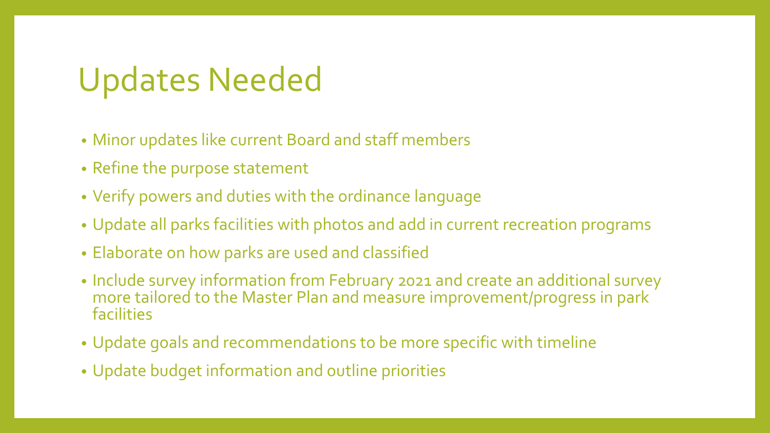# Updates Needed

- Minor updates like current Board and staff members
- Refine the purpose statement
- Verify powers and duties with the ordinance language
- Update all parks facilities with photos and add in current recreation programs
- Elaborate on how parks are used and classified
- Include survey information from February 2021 and create an additional survey more tailored to the Master Plan and measure improvement/progress in park facilities
- Update goals and recommendations to be more specific with timeline
- Update budget information and outline priorities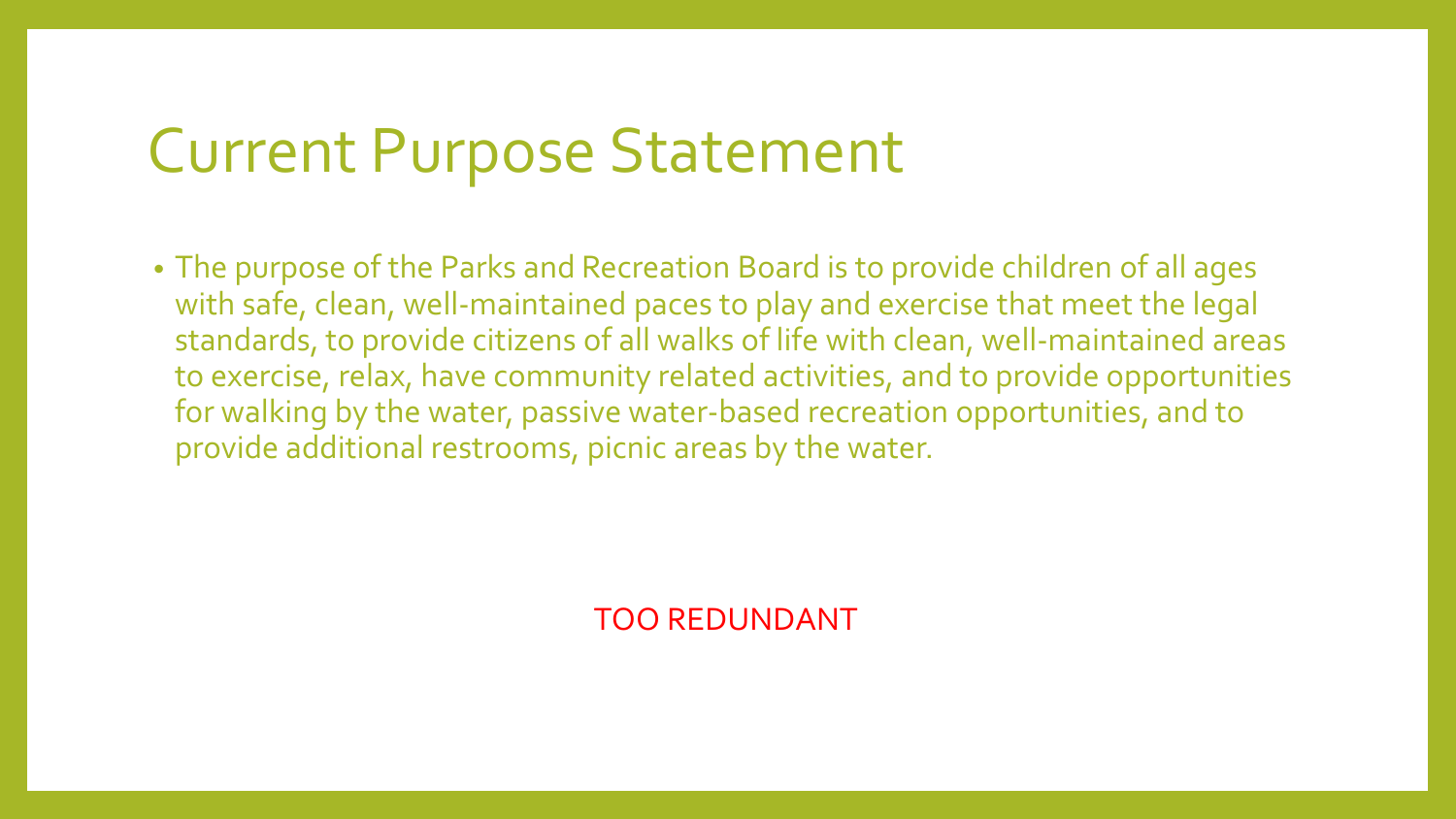# Current Purpose Statement

- The purpose of the Parks and Recreation Board is to provide children of all ages with safe, clean, well-maintained paces to play and exercise that meet the legal standards, to provide citizens of all walks of life with clean, well-maintained areas to exercise, relax, have community related activities, and to provide opportunities for walking by the water, passive water-based recreation opportunities, and to provide additional restrooms, picnic areas by the water.

TOO REDUNDANT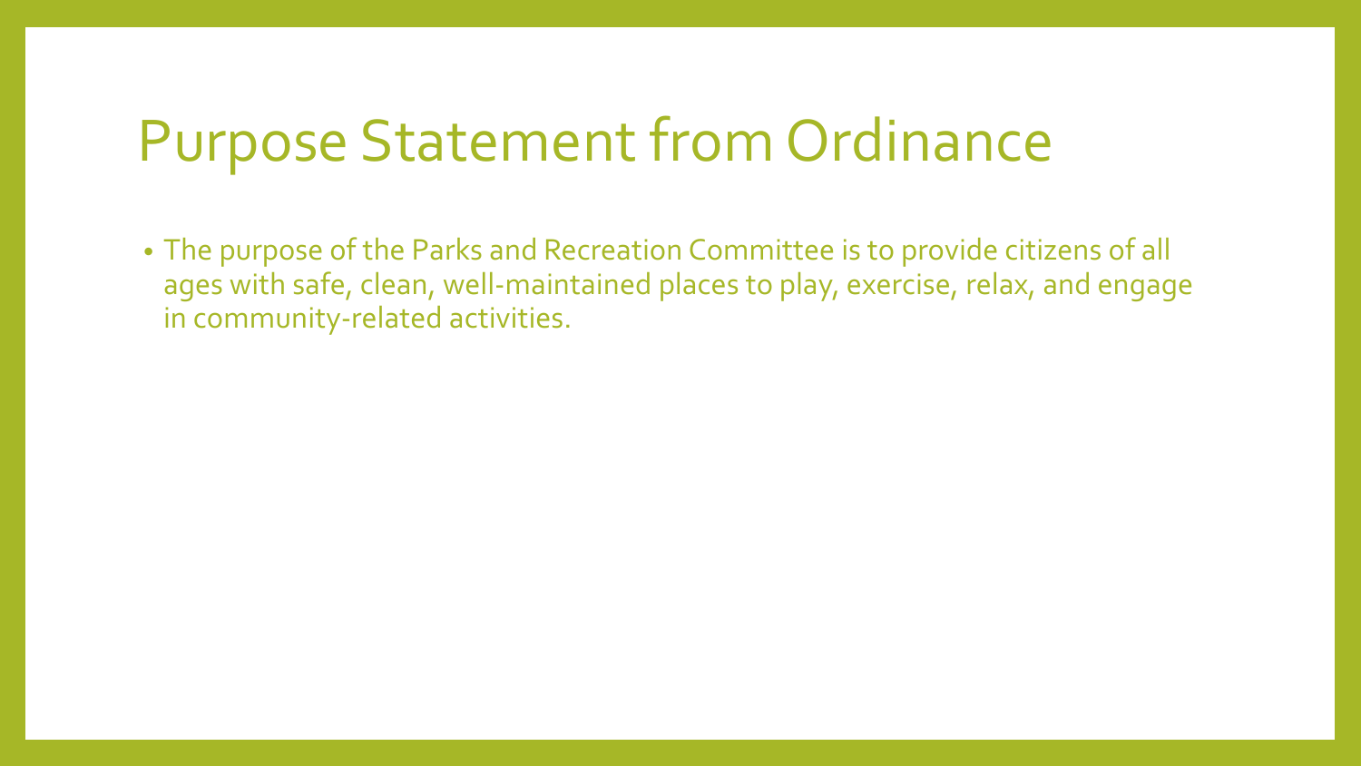# Purpose Statement from Ordinance

- The purpose of the Parks and Recreation Committee is to provide citizens of all ages with safe, clean, well-maintained places to play, exercise, relax, and engage in community-related activities.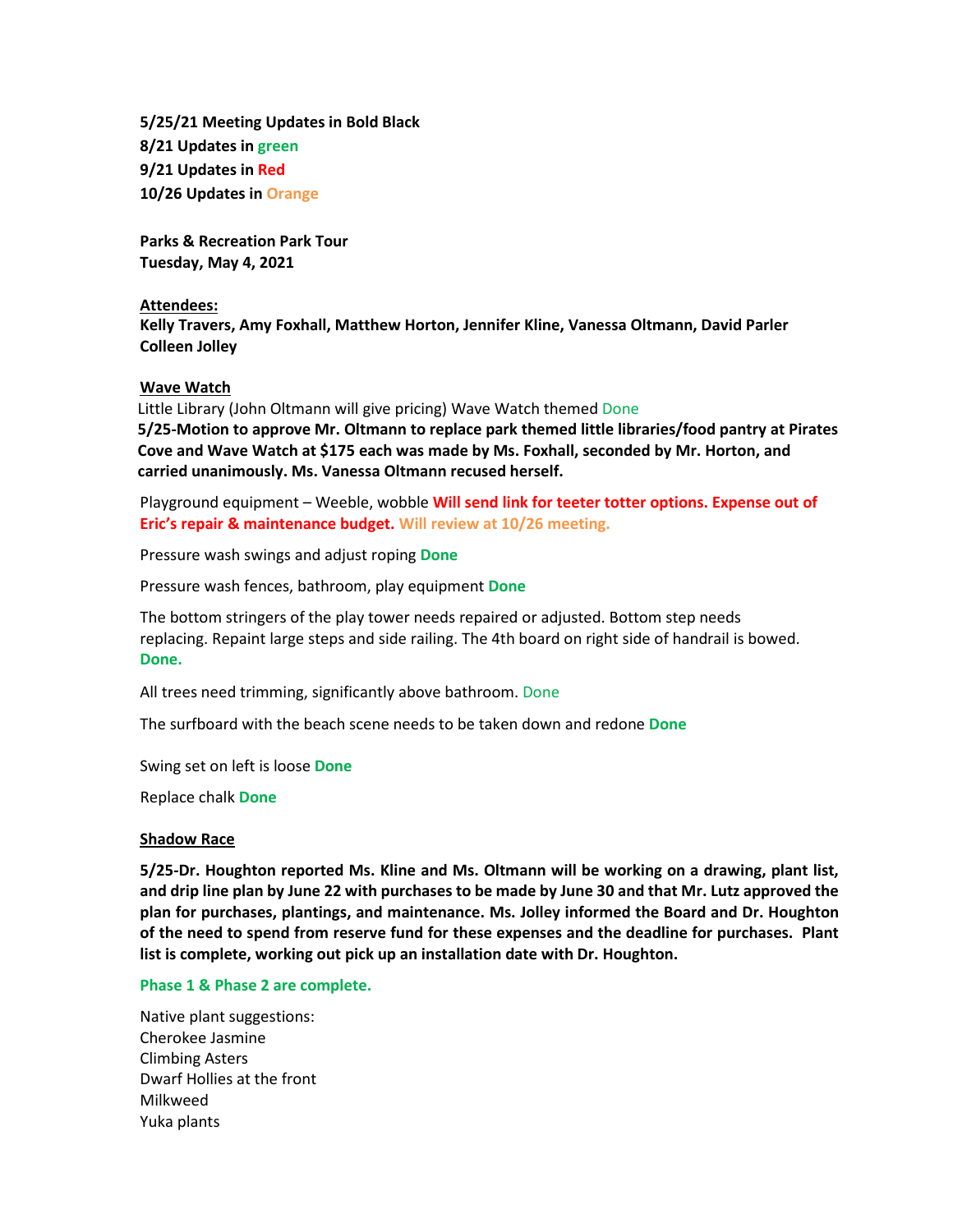**5/25/21 Meeting Updates in Bold Black**
**8/21 Updates in green**
**9/21 Updates in Red**
**10/26 Updates in Orange**

**Parks & Recreation Park Tour**
**Tuesday, May 4, 2021**

**Attendees:**
**Kelly Travers, Amy Foxhall, Matthew Horton, Jennifer Kline, Vanessa Oltmann, David Parler Colleen Jolley**

**Wave Watch**

Little Library (John Oltmann will give pricing) Wave Watch themed Done

**5/25-Motion to approve Mr. Oltmann to replace park themed little libraries/food pantry at Pirates Cove and Wave Watch at $175 each was made by Ms. Foxhall, seconded by Mr. Horton, and carried unanimously. Ms. Vanessa Oltmann recused herself.**

Playground equipment – Weeble, wobble **Will send link for teeter totter options. Expense out of Eric's repair & maintenance budget. Will review at 10/26 meeting.**

Pressure wash swings and adjust roping **Done**

Pressure wash fences, bathroom, play equipment **Done**

The bottom stringers of the play tower needs repaired or adjusted. Bottom step needs replacing. Repaint large steps and side railing. The 4th board on right side of handrail is bowed. **Done.**

All trees need trimming, significantly above bathroom. Done

The surfboard with the beach scene needs to be taken down and redone **Done**

Swing set on left is loose **Done**

Replace chalk **Done**

**Shadow Race**

**5/25-Dr. Houghton reported Ms. Kline and Ms. Oltmann will be working on a drawing, plant list, and drip line plan by June 22 with purchases to be made by June 30 and that Mr. Lutz approved the plan for purchases, plantings, and maintenance. Ms. Jolley informed the Board and Dr. Houghton of the need to spend from reserve fund for these expenses and the deadline for purchases. Plant list is complete, working out pick up an installation date with Dr. Houghton.**

**Phase 1 & Phase 2 are complete.**

Native plant suggestions:
Cherokee Jasmine
Climbing Asters
Dwarf Hollies at the front
Milkweed
Yuka plants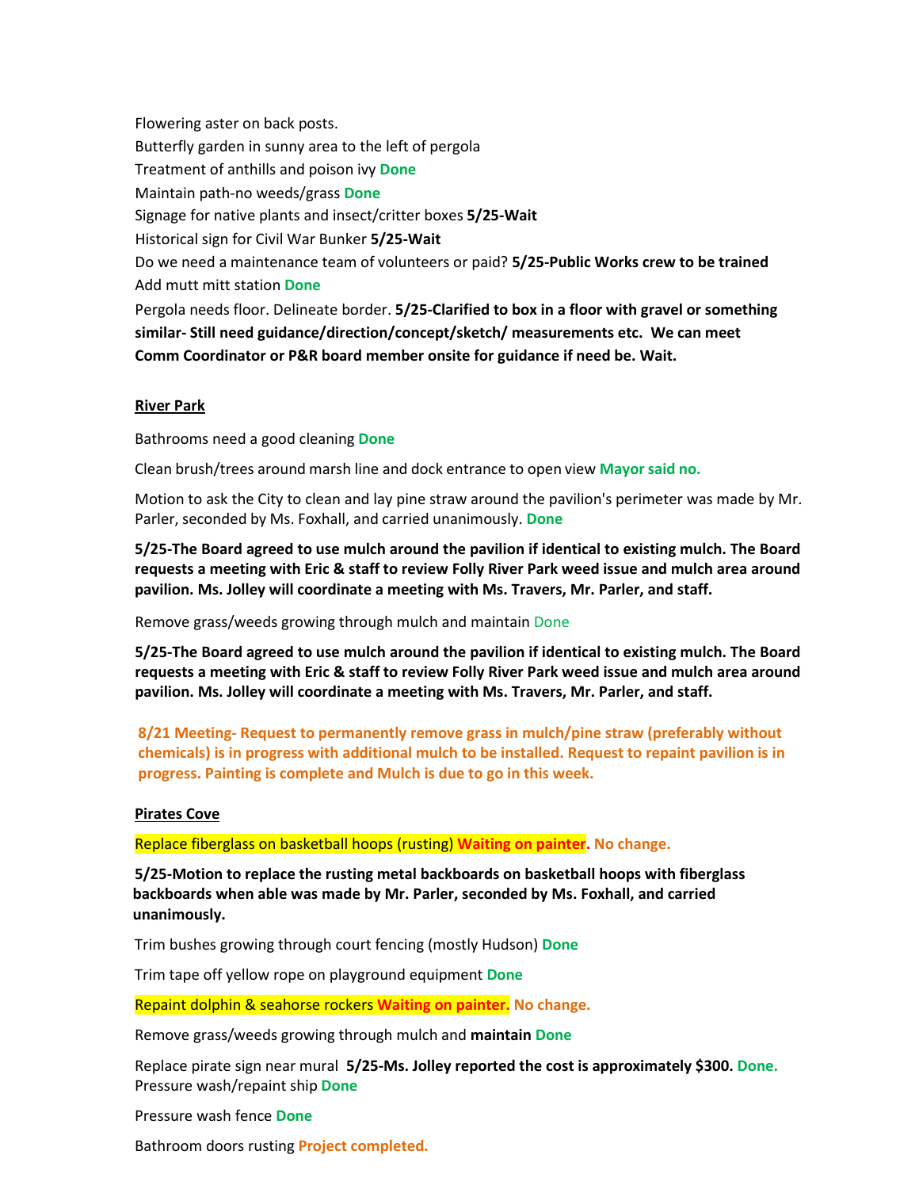Flowering aster on back posts.

Butterfly garden in sunny area to the left of pergola

Treatment of anthills and poison ivy **Done**

Maintain path-no weeds/grass **Done**

Signage for native plants and insect/critter boxes **5/25-Wait**

Historical sign for Civil War Bunker **5/25-Wait**

Do we need a maintenance team of volunteers or paid? **5/25-Public Works crew to be trained**

Add mutt mitt station **Done**

Pergola needs floor. Delineate border. **5/25-Clarified to box in a floor with gravel or something similar- Still need guidance/direction/concept/sketch/ measurements etc. We can meet Comm Coordinator or P&R board member onsite for guidance if need be. Wait.**

## River Park

Bathrooms need a good cleaning **Done**

Clean brush/trees around marsh line and dock entrance to open view **Mayor said no.**

Motion to ask the City to clean and lay pine straw around the pavilion's perimeter was made by Mr. Parler, seconded by Ms. Foxhall, and carried unanimously. **Done**

**5/25-The Board agreed to use mulch around the pavilion if identical to existing mulch. The Board requests a meeting with Eric & staff to review Folly River Park weed issue and mulch area around pavilion. Ms. Jolley will coordinate a meeting with Ms. Travers, Mr. Parler, and staff.**

Remove grass/weeds growing through mulch and maintain Done

**5/25-The Board agreed to use mulch around the pavilion if identical to existing mulch. The Board requests a meeting with Eric & staff to review Folly River Park weed issue and mulch area around pavilion. Ms. Jolley will coordinate a meeting with Ms. Travers, Mr. Parler, and staff.**

**8/21 Meeting- Request to permanently remove grass in mulch/pine straw (preferably without chemicals) is in progress with additional mulch to be installed. Request to repaint pavilion is in progress. Painting is complete and Mulch is due to go in this week.**

## Pirates Cove

Replace fiberglass on basketball hoops (rusting) **Waiting on painter. No change.**

**5/25-Motion to replace the rusting metal backboards on basketball hoops with fiberglass backboards when able was made by Mr. Parler, seconded by Ms. Foxhall, and carried unanimously.**

Trim bushes growing through court fencing (mostly Hudson) **Done**

Trim tape off yellow rope on playground equipment **Done**

Repaint dolphin & seahorse rockers **Waiting on painter. No change.**

Remove grass/weeds growing through mulch and **maintain Done**

Replace pirate sign near mural **5/25-Ms. Jolley reported the cost is approximately $300. Done.**

Pressure wash/repaint ship **Done**

Pressure wash fence **Done**

Bathroom doors rusting **Project completed.**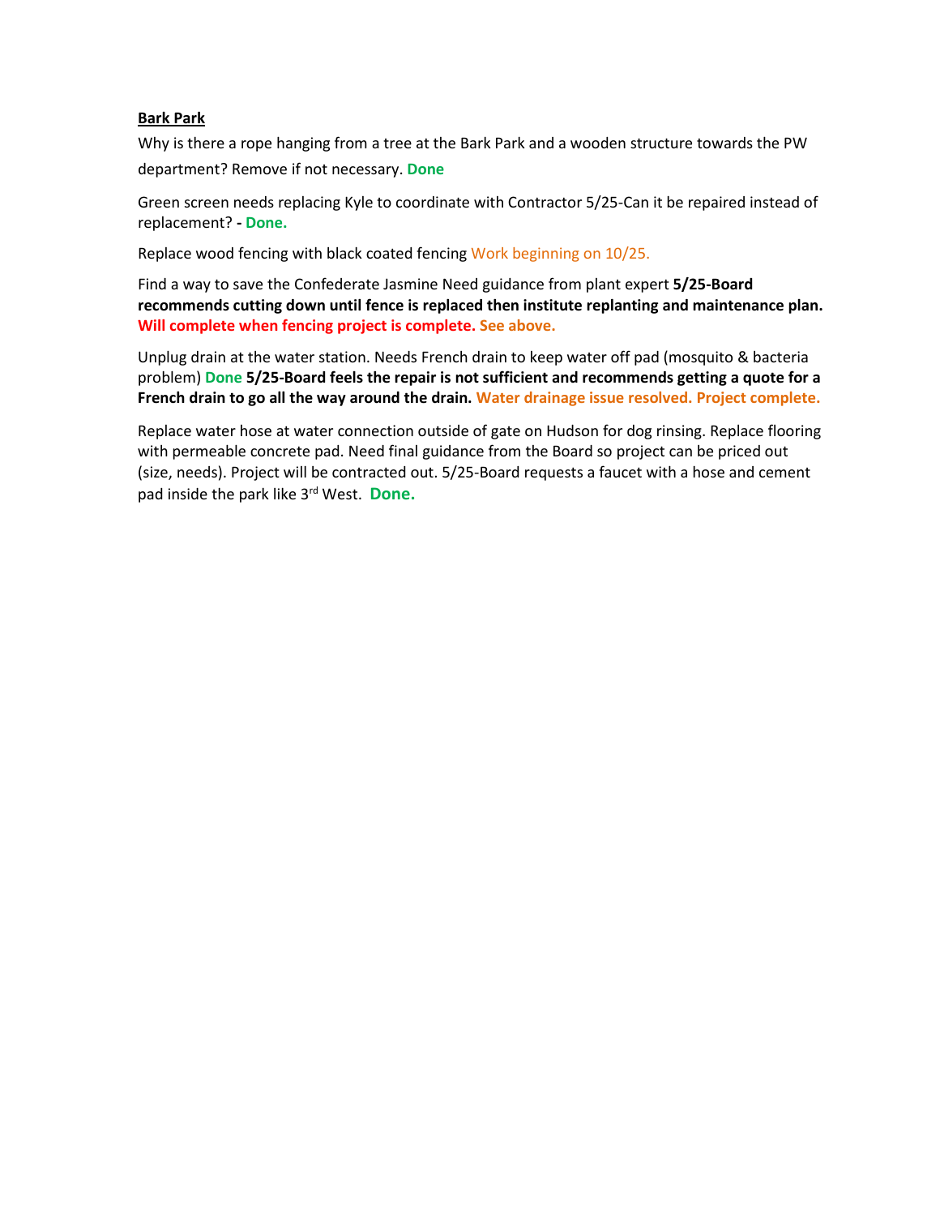**Bark Park**

Why is there a rope hanging from a tree at the Bark Park and a wooden structure towards the PW department? Remove if not necessary. **Done**

Green screen needs replacing Kyle to coordinate with Contractor 5/25-Can it be repaired instead of replacement? **- Done.**

Replace wood fencing with black coated fencing Work beginning on 10/25.

Find a way to save the Confederate Jasmine Need guidance from plant expert **5/25-Board recommends cutting down until fence is replaced then institute replanting and maintenance plan. Will complete when fencing project is complete. See above.**

Unplug drain at the water station. Needs French drain to keep water off pad (mosquito & bacteria problem) **Done 5/25-Board feels the repair is not sufficient and recommends getting a quote for a French drain to go all the way around the drain. Water drainage issue resolved. Project complete.**

Replace water hose at water connection outside of gate on Hudson for dog rinsing. Replace flooring with permeable concrete pad. Need final guidance from the Board so project can be priced out (size, needs). Project will be contracted out. 5/25-Board requests a faucet with a hose and cement pad inside the park like 3rd West. **Done.**